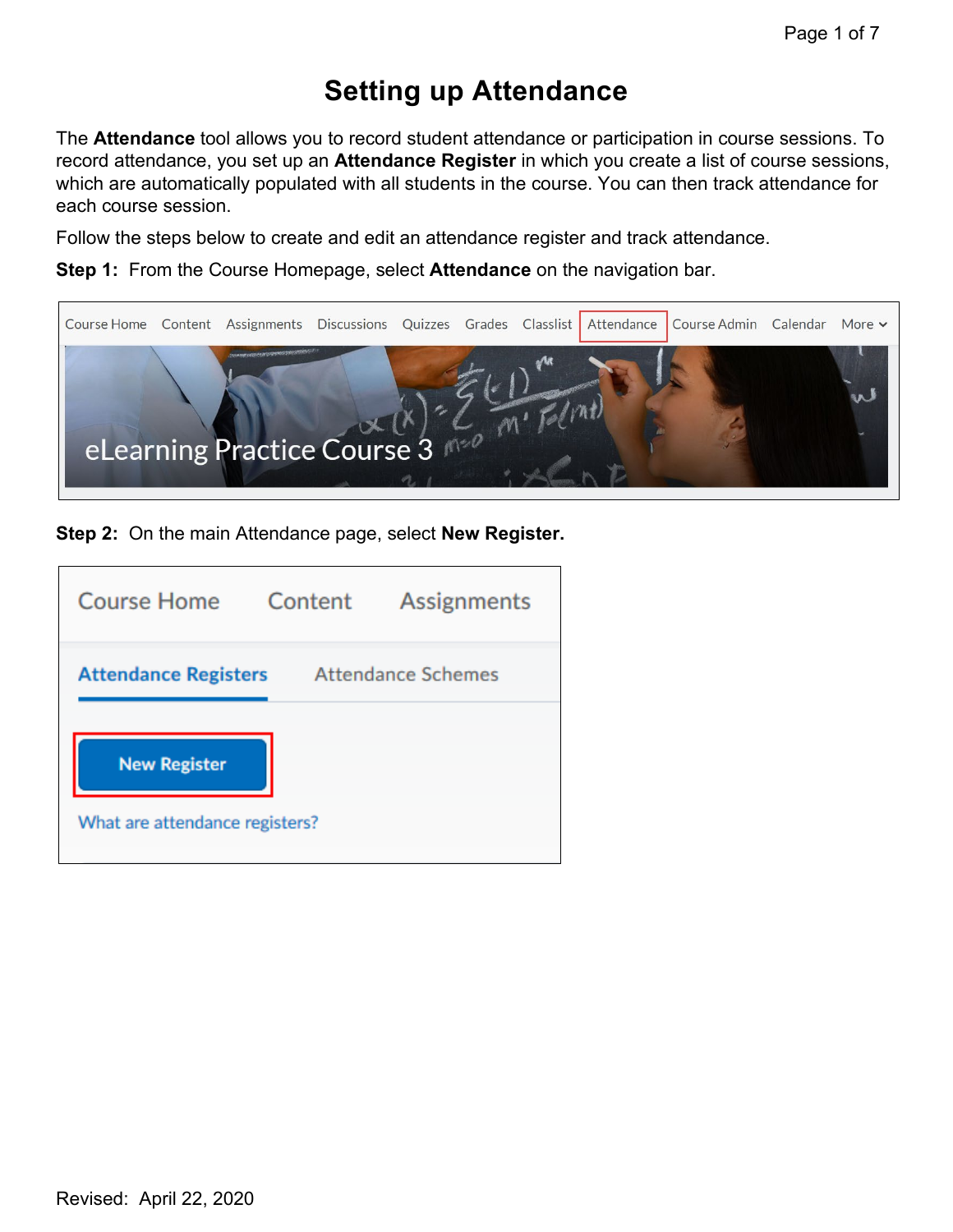# Setting up Attendance

The **Attendance** tool allows you to record student attendance or participation in course sessions. To record attendance, you set up an **Attendance Register** in which you create a list of course sessions, which are automatically populated with all students in the course. You can then track attendance for each course session.

Follow the steps below to create and edit an attendance register and track attendance.

**Step 1:** From the Course Homepage, select **Attendance** on the navigation bar.

**Step 2:** On the main Attendance page, select **New Register.**

Revised: April 22, 2020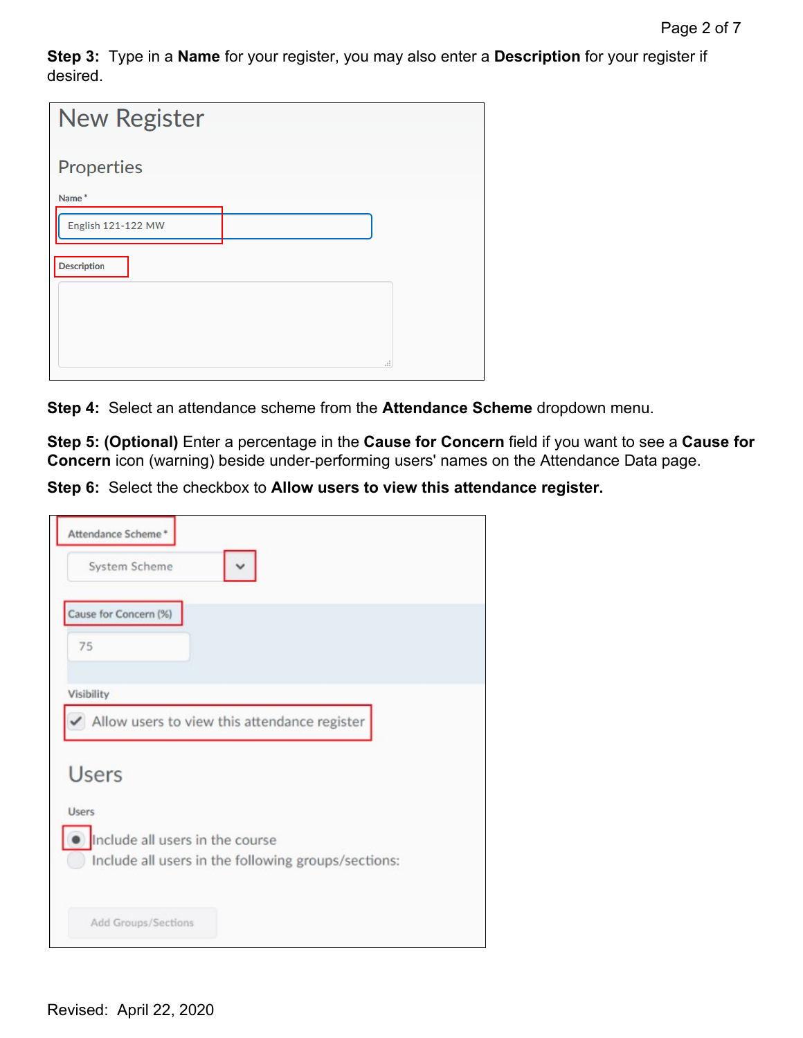**Step 3:** Type in a **Name** for your register, you may also enter a **Description** for your register if desired.

New Register

Properties

Name *

English 121-122 MW

Description

**Step 4:** Select an attendance scheme from the **Attendance Scheme** dropdown menu.

**Step 5: (Optional)** Enter a percentage in the **Cause for Concern** field if you want to see a **Cause for Concern** icon (warning) beside under-performing users' names on the Attendance Data page.

**Step 6:** Select the checkbox to **Allow users to view this attendance register.**

Attendance Scheme *

System Scheme

Cause for Concern (%)

75

Visibility

Allow users to view this attendance register

Users

Users

Include all users in the course

Include all users in the following groups/sections:

Add Groups/Sections

Revised: April 22, 2020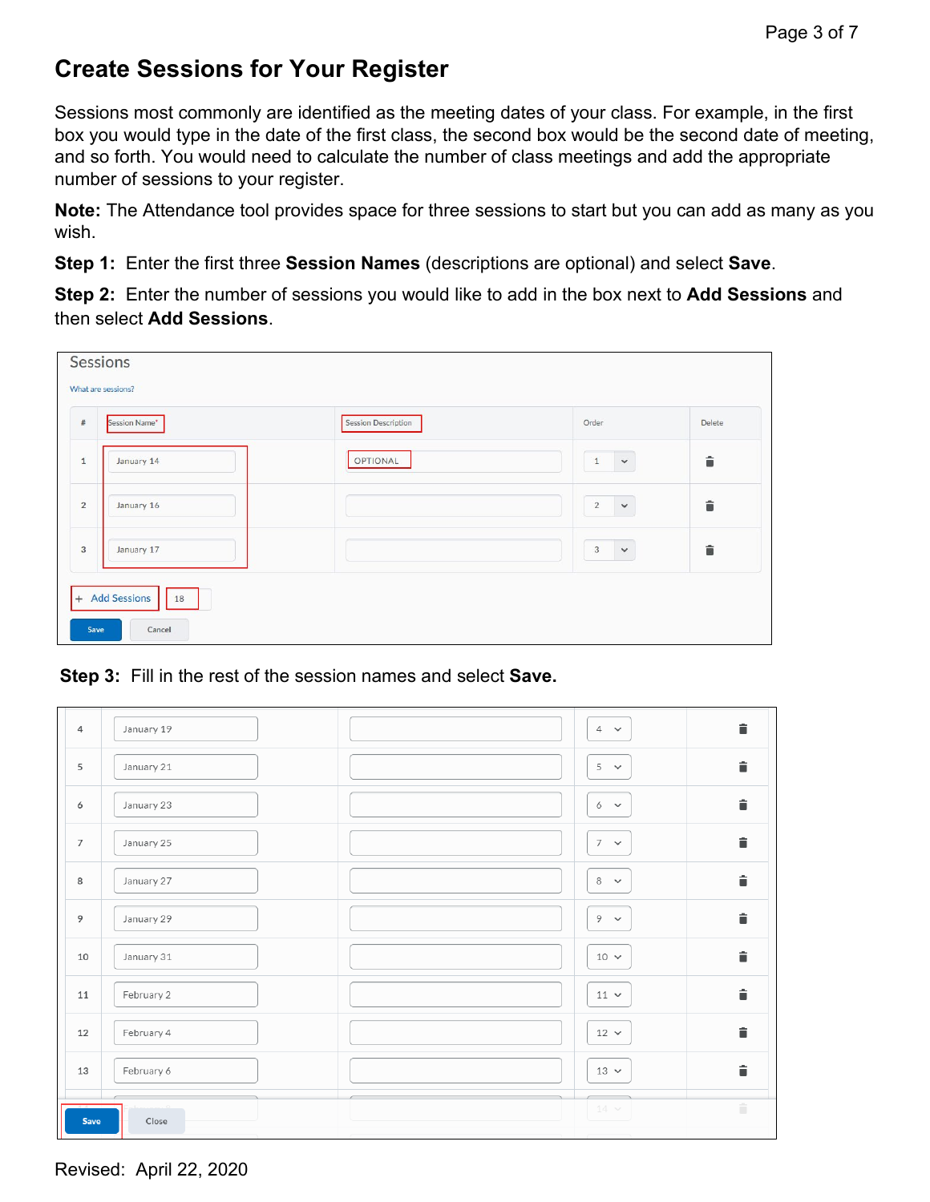# Create Sessions for Your Register

Sessions most commonly are identified as the meeting dates of your class. For example, in the first box you would type in the date of the first class, the second box would be the second date of meeting, and so forth. You would need to calculate the number of class meetings and add the appropriate number of sessions to your register.

**Note:** The Attendance tool provides space for three sessions to start but you can add as many as you wish.

**Step 1:** Enter the first three **Session Names** (descriptions are optional) and select **Save**.

**Step 2:** Enter the number of sessions you would like to add in the box next to **Add Sessions** and then select **Add Sessions**.

**Step 3:** Fill in the rest of the session names and select **Save.**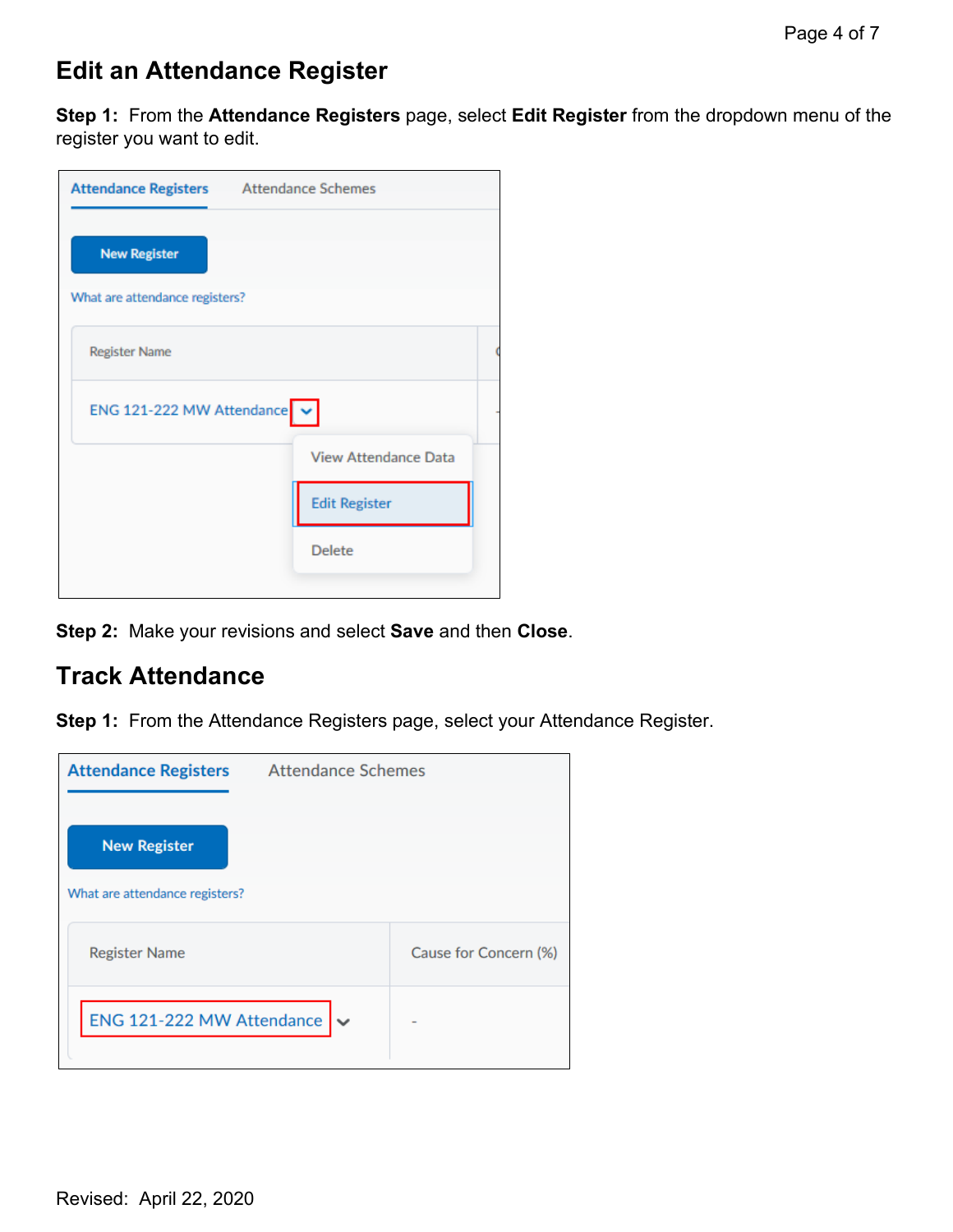## Edit an Attendance Register

**Step 1:** From the **Attendance Registers** page, select **Edit Register** from the dropdown menu of the register you want to edit.

**Step 2:** Make your revisions and select **Save** and then **Close**.

## Track Attendance

**Step 1:** From the Attendance Registers page, select your Attendance Register.

Revised: April 22, 2020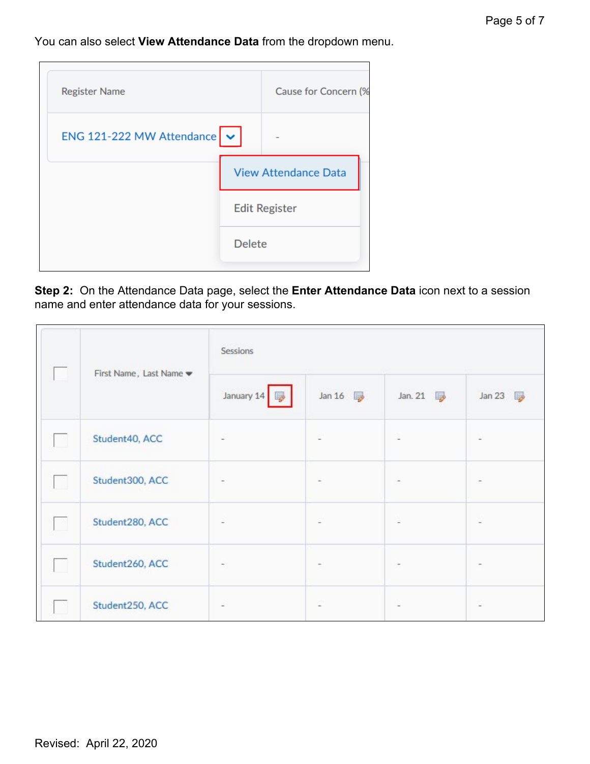You can also select **View Attendance Data** from the dropdown menu.

| Register Name | Cause for Concern (% |
| --- | --- |
| ENG 121-222 MW Attendance | - |

View Attendance Data

Edit Register

Delete

**Step 2:** On the Attendance Data page, select the **Enter Attendance Data** icon next to a session name and enter attendance data for your sessions.

| | First Name, Last Name | Sessions | | | |
| --- | --- | --- | --- | --- | --- |
| | | January 14 | Jan 16 | Jan. 21 | Jan 23 |
| | Student40, ACC | - | - | - | - |
| | Student300, ACC | - | - | - | - |
| | Student280, ACC | - | - | - | - |
| | Student260, ACC | - | - | - | - |
| | Student250, ACC | - | - | - | - |

Revised: April 22, 2020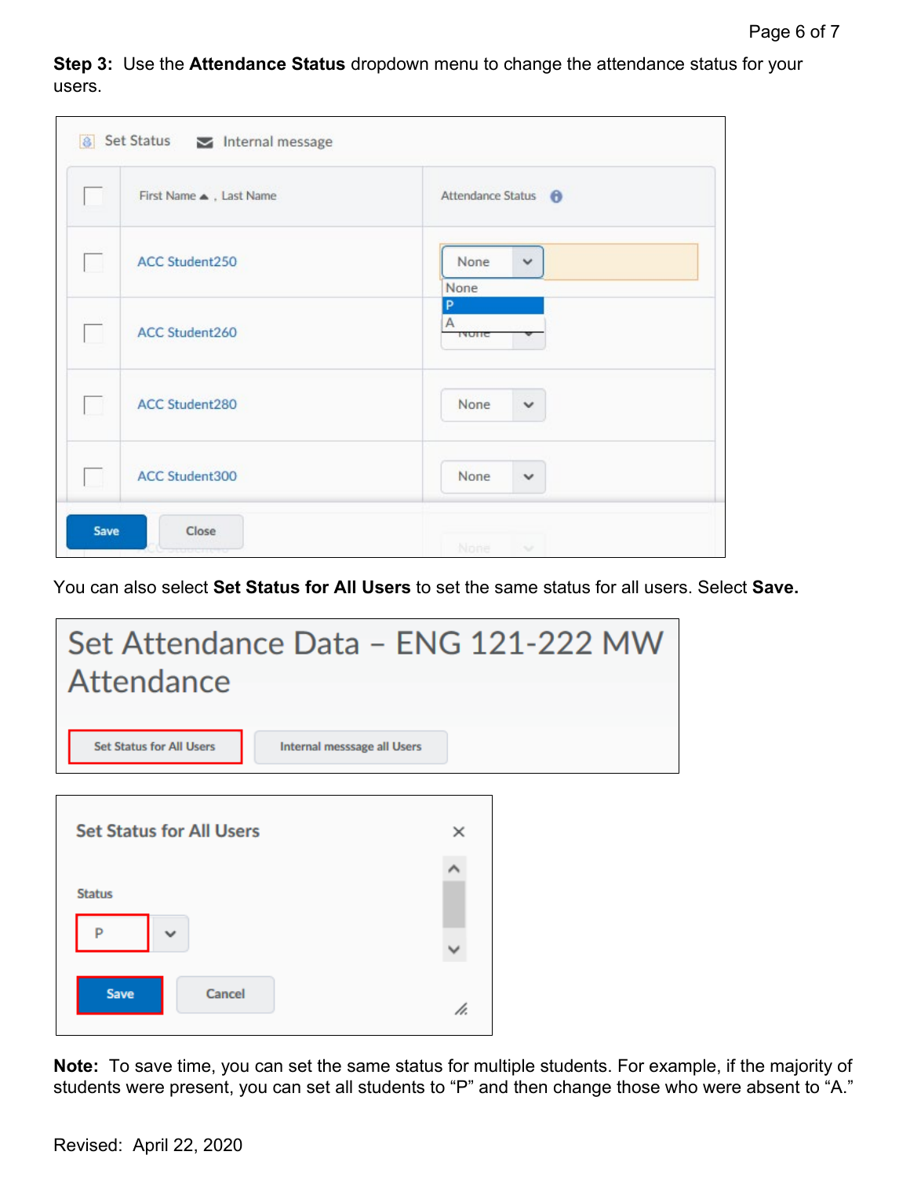**Step 3:** Use the **Attendance Status** dropdown menu to change the attendance status for your users.

You can also select **Set Status for All Users** to set the same status for all users. Select **Save.**

**Note:** To save time, you can set the same status for multiple students. For example, if the majority of students were present, you can set all students to "P" and then change those who were absent to "A."

Revised: April 22, 2020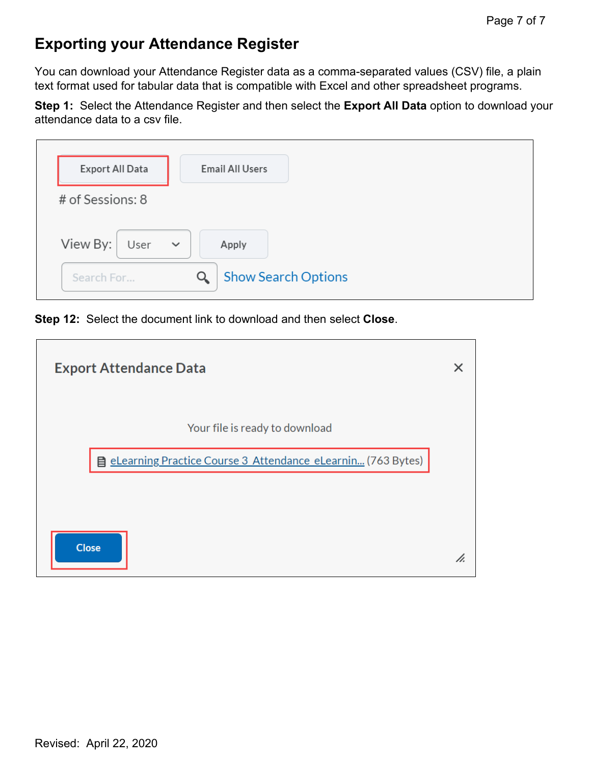## Exporting your Attendance Register

You can download your Attendance Register data as a comma-separated values (CSV) file, a plain text format used for tabular data that is compatible with Excel and other spreadsheet programs.

**Step 1:** Select the Attendance Register and then select the **Export All Data** option to download your attendance data to a csv file.

Export All Data
Email All Users
# of Sessions: 8
View By: User
Apply
Search For...
Show Search Options

**Step 12:** Select the document link to download and then select **Close**.

Export Attendance Data

Your file is ready to download

eLearning Practice Course 3 Attendance eLearnin... (763 Bytes)

Close

Revised: April 22, 2020